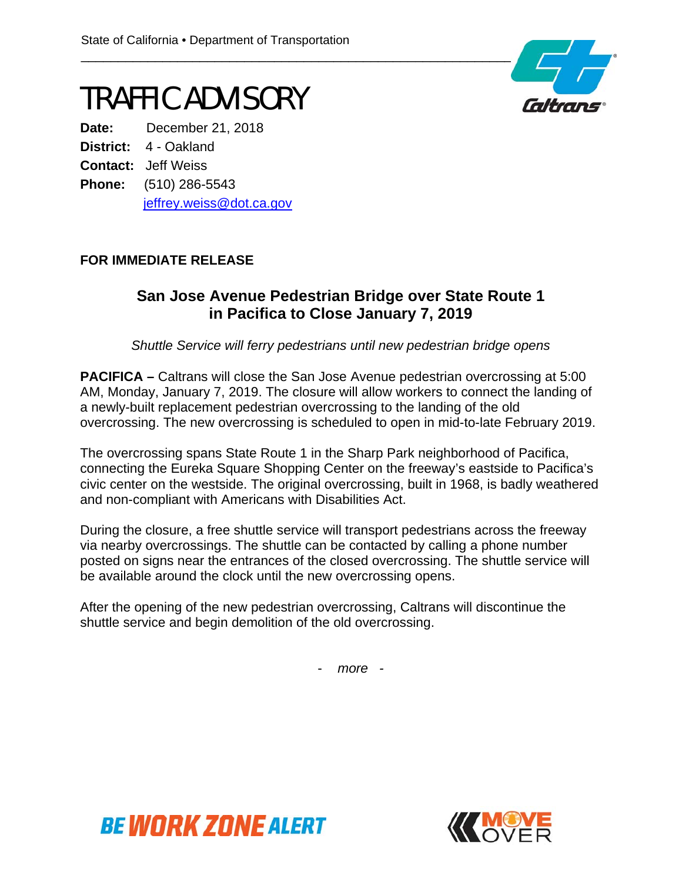State of California • Department of Transportation

# TRAFFIC ADVISORY

**Date:** December 21, 2018
**District:** 4 - Oakland
**Contact:** Jeff Weiss
**Phone:** (510) 286-5543
jeffrey.weiss@dot.ca.gov

**FOR IMMEDIATE RELEASE**

## San Jose Avenue Pedestrian Bridge over State Route 1 in Pacifica to Close January 7, 2019

*Shuttle Service will ferry pedestrians until new pedestrian bridge opens*

**PACIFICA –** Caltrans will close the San Jose Avenue pedestrian overcrossing at 5:00 AM, Monday, January 7, 2019. The closure will allow workers to connect the landing of a newly-built replacement pedestrian overcrossing to the landing of the old overcrossing. The new overcrossing is scheduled to open in mid-to-late February 2019.

The overcrossing spans State Route 1 in the Sharp Park neighborhood of Pacifica, connecting the Eureka Square Shopping Center on the freeway's eastside to Pacifica's civic center on the westside. The original overcrossing, built in 1968, is badly weathered and non-compliant with Americans with Disabilities Act.

During the closure, a free shuttle service will transport pedestrians across the freeway via nearby overcrossings. The shuttle can be contacted by calling a phone number posted on signs near the entrances of the closed overcrossing. The shuttle service will be available around the clock until the new overcrossing opens.

After the opening of the new pedestrian overcrossing, Caltrans will discontinue the shuttle service and begin demolition of the old overcrossing.

\- *more* -

BE WORK ZONE ALERT

MOVE OVER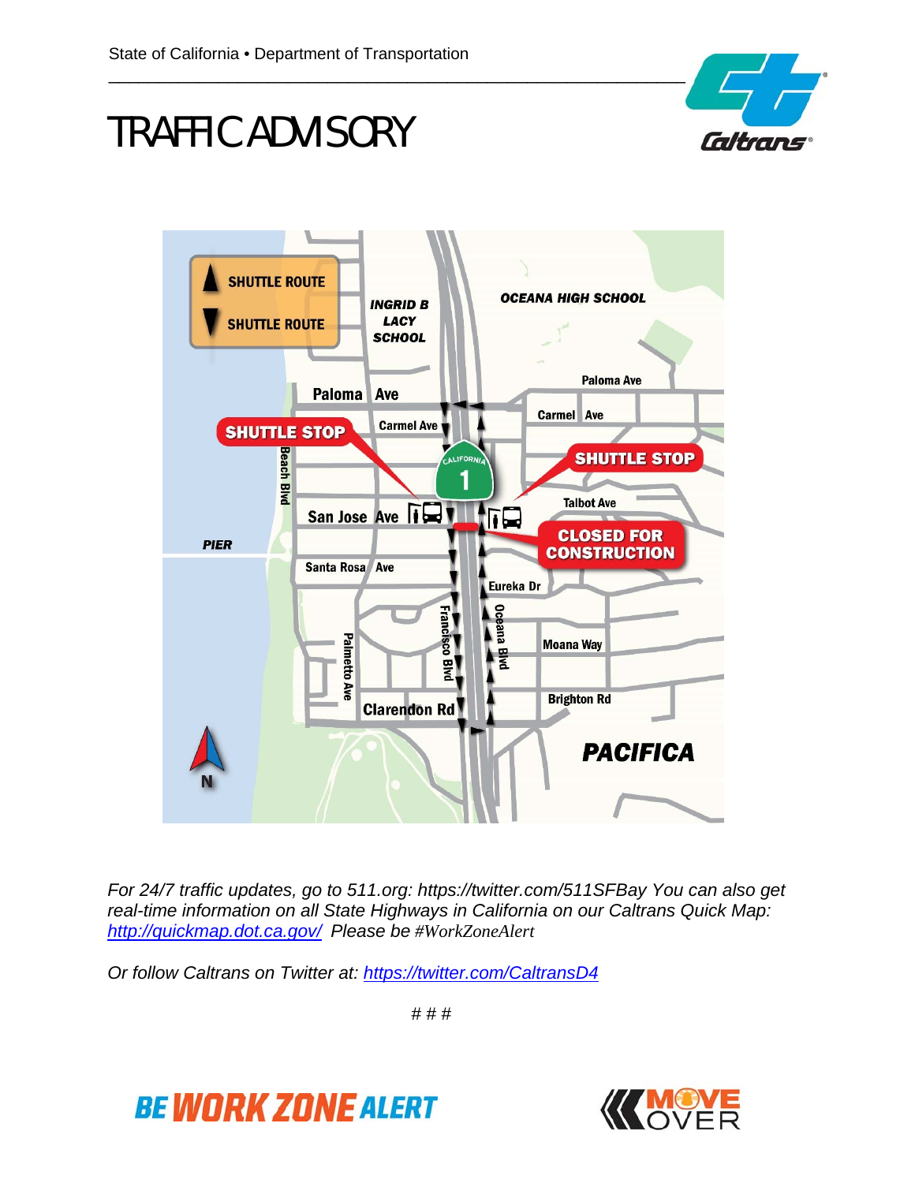# TRAFFIC ADVISORY

SHUTTLE ROUTE

SHUTTLE ROUTE

INGRID B LACY SCHOOL

OCEANA HIGH SCHOOL

Paloma Ave

Paloma Ave

Carmel Ave

Carmel Ave

SHUTTLE STOP

SHUTTLE STOP

Beach Blvd

CALIFORNIA 1

Talbot Ave

San Jose Ave

CLOSED FOR CONSTRUCTION

PIER

Santa Rosa Ave

Eureka Dr

Francisco Blvd

Oceana Blvd

Palmetto Ave

Moana Way

Brighton Rd

Clarendon Rd

PACIFICA

N

*For 24/7 traffic updates, go to 511.org: https://twitter.com/511SFBay You can also get real-time information on all State Highways in California on our Caltrans Quick Map: [http://quickmap.dot.ca.gov/](http://quickmap.dot.ca.gov/) Please be #WorkZoneAlert*

*Or follow Caltrans on Twitter at: [https://twitter.com/CaltransD4](https://twitter.com/CaltransD4)*

# # #

BE WORK ZONE ALERT

MOVE OVER